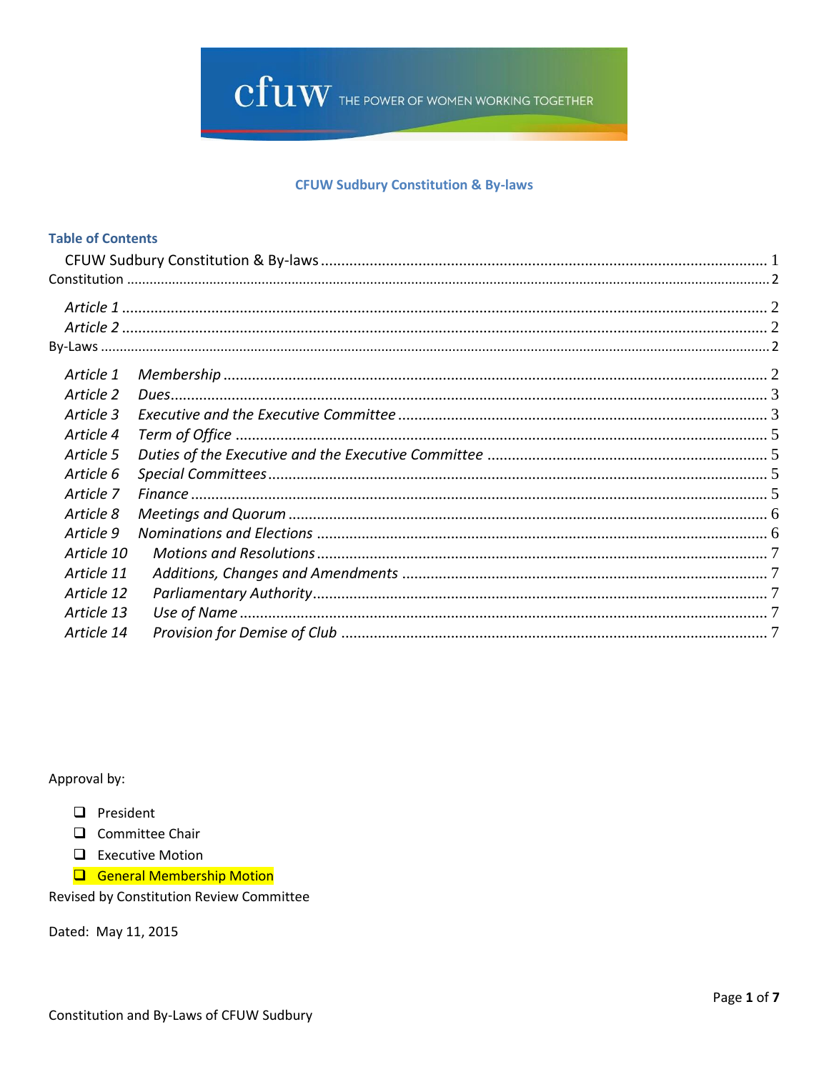cfuw THE POWER OF WOMEN WORKING TOGETHER

# CFUW Sudbury Constitution & By-laws

## Table of Contents

CFUW Sudbury Constitution & By-laws ..... 1

Constitution ..... 2

- *Article 1* ..... 2
- *Article 2* ..... 2

By-Laws ..... 2

- *Article 1 Membership* ..... 2
- *Article 2 Dues* ..... 3
- *Article 3 Executive and the Executive Committee* ..... 3
- *Article 4 Term of Office* ..... 5
- *Article 5 Duties of the Executive and the Executive Committee* ..... 5
- *Article 6 Special Committees* ..... 5
- *Article 7 Finance* ..... 5
- *Article 8 Meetings and Quorum* ..... 6
- *Article 9 Nominations and Elections* ..... 6
- *Article 10 Motions and Resolutions* ..... 7
- *Article 11 Additions, Changes and Amendments* ..... 7
- *Article 12 Parliamentary Authority* ..... 7
- *Article 13 Use of Name* ..... 7
- *Article 14 Provision for Demise of Club* ..... 7

Approval by:

- ☐ President
- ☐ Committee Chair
- ☐ Executive Motion
- ☐ General Membership Motion

Revised by Constitution Review Committee

Dated: May 11, 2015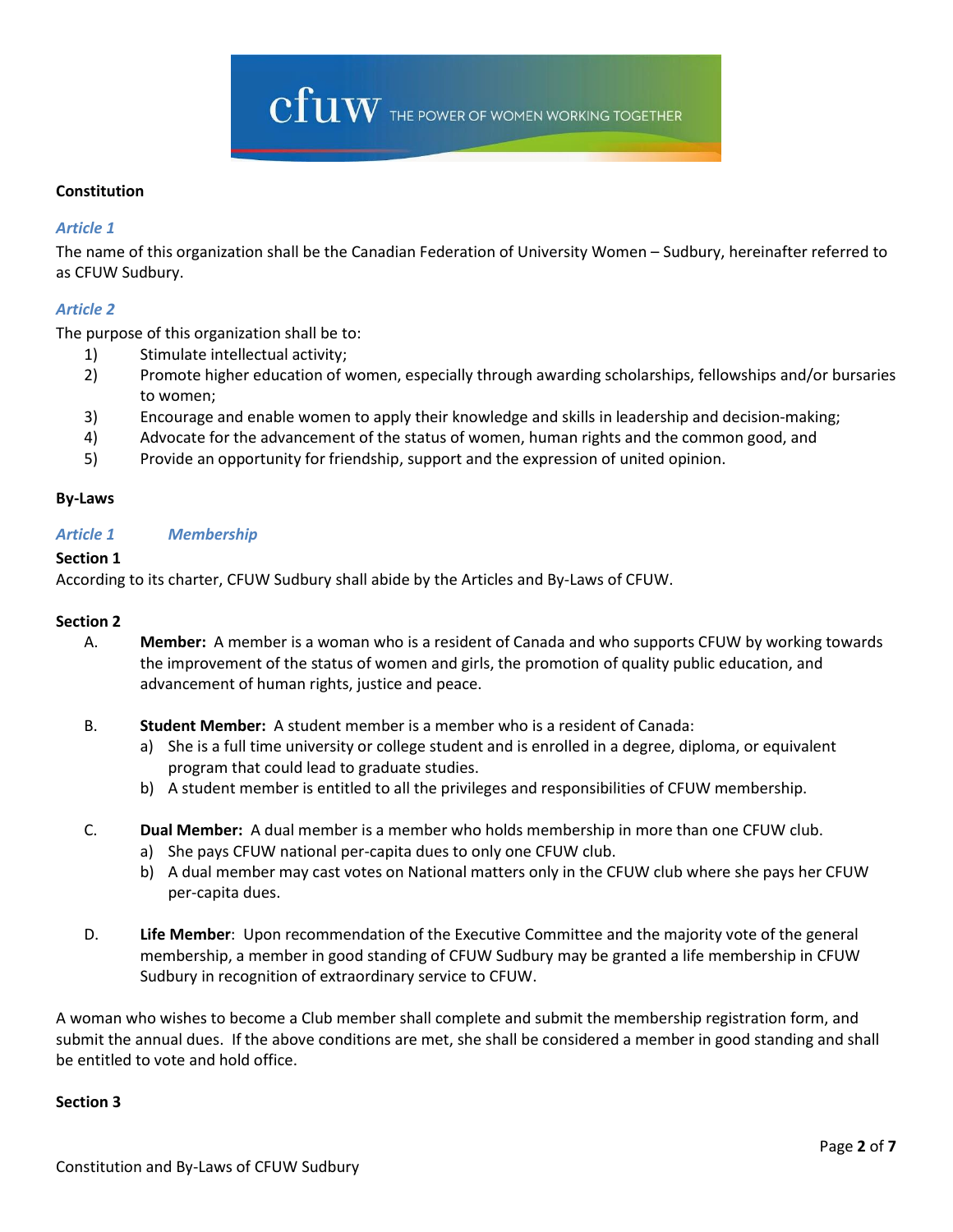## Constitution

### *Article 1*

The name of this organization shall be the Canadian Federation of University Women – Sudbury, hereinafter referred to as CFUW Sudbury.

### *Article 2*

The purpose of this organization shall be to:

1) Stimulate intellectual activity;
2) Promote higher education of women, especially through awarding scholarships, fellowships and/or bursaries to women;
3) Encourage and enable women to apply their knowledge and skills in leadership and decision-making;
4) Advocate for the advancement of the status of women, human rights and the common good, and
5) Provide an opportunity for friendship, support and the expression of united opinion.

## By-Laws

### *Article 1 Membership*

**Section 1**

According to its charter, CFUW Sudbury shall abide by the Articles and By-Laws of CFUW.

**Section 2**

A. **Member:** A member is a woman who is a resident of Canada and who supports CFUW by working towards the improvement of the status of women and girls, the promotion of quality public education, and advancement of human rights, justice and peace.

B. **Student Member:** A student member is a member who is a resident of Canada:
   a) She is a full time university or college student and is enrolled in a degree, diploma, or equivalent program that could lead to graduate studies.
   b) A student member is entitled to all the privileges and responsibilities of CFUW membership.

C. **Dual Member:** A dual member is a member who holds membership in more than one CFUW club.
   a) She pays CFUW national per-capita dues to only one CFUW club.
   b) A dual member may cast votes on National matters only in the CFUW club where she pays her CFUW per-capita dues.

D. **Life Member**: Upon recommendation of the Executive Committee and the majority vote of the general membership, a member in good standing of CFUW Sudbury may be granted a life membership in CFUW Sudbury in recognition of extraordinary service to CFUW.

A woman who wishes to become a Club member shall complete and submit the membership registration form, and submit the annual dues. If the above conditions are met, she shall be considered a member in good standing and shall be entitled to vote and hold office.

**Section 3**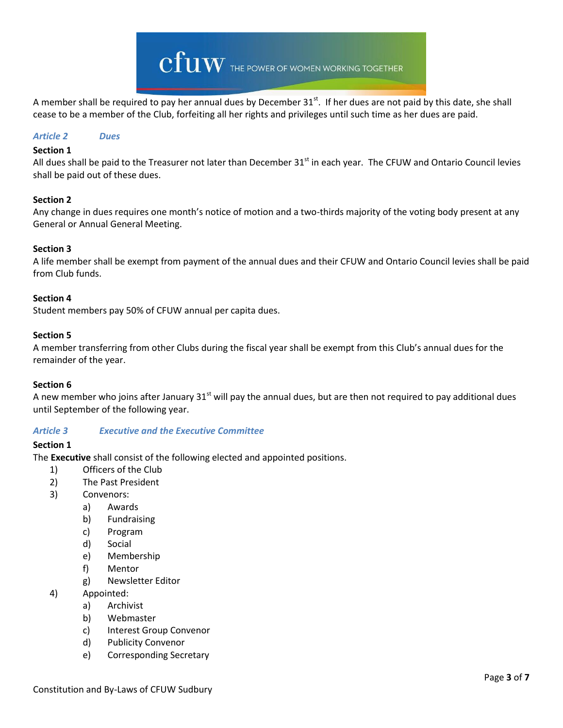A member shall be required to pay her annual dues by December 31st. If her dues are not paid by this date, she shall cease to be a member of the Club, forfeiting all her rights and privileges until such time as her dues are paid.

### *Article 2 Dues*

**Section 1**

All dues shall be paid to the Treasurer not later than December 31st in each year. The CFUW and Ontario Council levies shall be paid out of these dues.

**Section 2**

Any change in dues requires one month's notice of motion and a two-thirds majority of the voting body present at any General or Annual General Meeting.

**Section 3**

A life member shall be exempt from payment of the annual dues and their CFUW and Ontario Council levies shall be paid from Club funds.

**Section 4**

Student members pay 50% of CFUW annual per capita dues.

**Section 5**

A member transferring from other Clubs during the fiscal year shall be exempt from this Club's annual dues for the remainder of the year.

**Section 6**

A new member who joins after January 31st will pay the annual dues, but are then not required to pay additional dues until September of the following year.

### *Article 3 Executive and the Executive Committee*

**Section 1**

The **Executive** shall consist of the following elected and appointed positions.

1) Officers of the Club
2) The Past President
3) Convenors:
   a) Awards
   b) Fundraising
   c) Program
   d) Social
   e) Membership
   f) Mentor
   g) Newsletter Editor
4) Appointed:
   a) Archivist
   b) Webmaster
   c) Interest Group Convenor
   d) Publicity Convenor
   e) Corresponding Secretary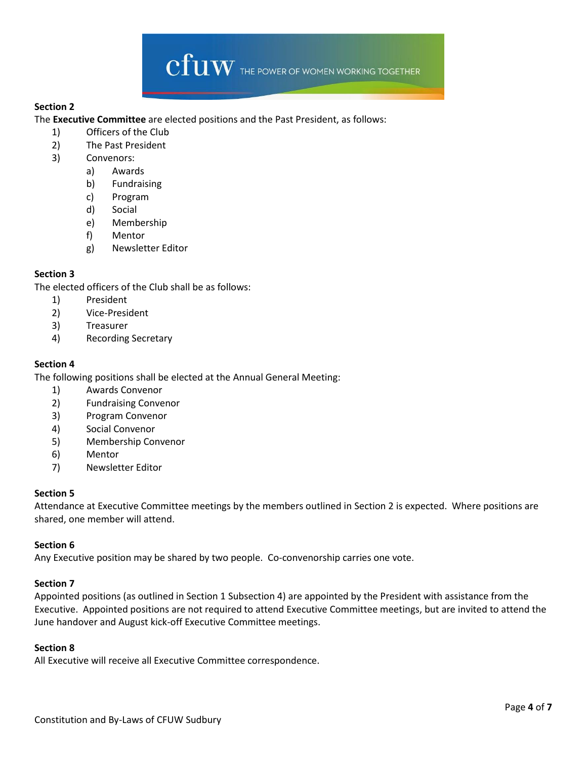### Section 2

The **Executive Committee** are elected positions and the Past President, as follows:

1) Officers of the Club
2) The Past President
3) Convenors:
   a) Awards
   b) Fundraising
   c) Program
   d) Social
   e) Membership
   f) Mentor
   g) Newsletter Editor

### Section 3

The elected officers of the Club shall be as follows:

1) President
2) Vice-President
3) Treasurer
4) Recording Secretary

### Section 4

The following positions shall be elected at the Annual General Meeting:

1) Awards Convenor
2) Fundraising Convenor
3) Program Convenor
4) Social Convenor
5) Membership Convenor
6) Mentor
7) Newsletter Editor

### Section 5

Attendance at Executive Committee meetings by the members outlined in Section 2 is expected. Where positions are shared, one member will attend.

### Section 6

Any Executive position may be shared by two people. Co-convenorship carries one vote.

### Section 7

Appointed positions (as outlined in Section 1 Subsection 4) are appointed by the President with assistance from the Executive. Appointed positions are not required to attend Executive Committee meetings, but are invited to attend the June handover and August kick-off Executive Committee meetings.

### Section 8

All Executive will receive all Executive Committee correspondence.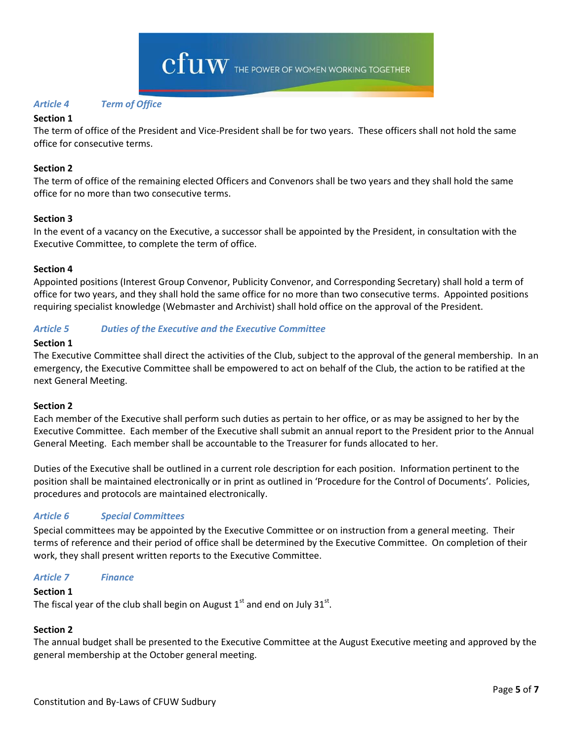## *Article 4 Term of Office*

**Section 1**
The term of office of the President and Vice-President shall be for two years. These officers shall not hold the same office for consecutive terms.

**Section 2**
The term of office of the remaining elected Officers and Convenors shall be two years and they shall hold the same office for no more than two consecutive terms.

**Section 3**
In the event of a vacancy on the Executive, a successor shall be appointed by the President, in consultation with the Executive Committee, to complete the term of office.

**Section 4**
Appointed positions (Interest Group Convenor, Publicity Convenor, and Corresponding Secretary) shall hold a term of office for two years, and they shall hold the same office for no more than two consecutive terms. Appointed positions requiring specialist knowledge (Webmaster and Archivist) shall hold office on the approval of the President.

## *Article 5 Duties of the Executive and the Executive Committee*

**Section 1**
The Executive Committee shall direct the activities of the Club, subject to the approval of the general membership. In an emergency, the Executive Committee shall be empowered to act on behalf of the Club, the action to be ratified at the next General Meeting.

**Section 2**
Each member of the Executive shall perform such duties as pertain to her office, or as may be assigned to her by the Executive Committee. Each member of the Executive shall submit an annual report to the President prior to the Annual General Meeting. Each member shall be accountable to the Treasurer for funds allocated to her.

Duties of the Executive shall be outlined in a current role description for each position. Information pertinent to the position shall be maintained electronically or in print as outlined in 'Procedure for the Control of Documents'. Policies, procedures and protocols are maintained electronically.

## *Article 6 Special Committees*

Special committees may be appointed by the Executive Committee or on instruction from a general meeting. Their terms of reference and their period of office shall be determined by the Executive Committee. On completion of their work, they shall present written reports to the Executive Committee.

## *Article 7 Finance*

**Section 1**
The fiscal year of the club shall begin on August 1st and end on July 31st.

**Section 2**
The annual budget shall be presented to the Executive Committee at the August Executive meeting and approved by the general membership at the October general meeting.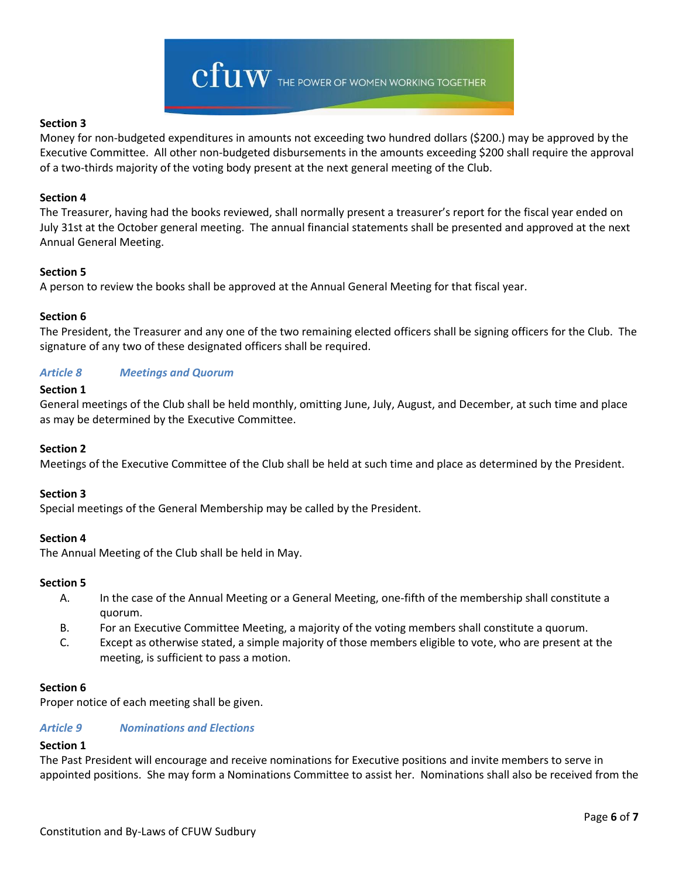#### Section 3
Money for non-budgeted expenditures in amounts not exceeding two hundred dollars ($200.) may be approved by the Executive Committee. All other non-budgeted disbursements in the amounts exceeding $200 shall require the approval of a two-thirds majority of the voting body present at the next general meeting of the Club.

#### Section 4
The Treasurer, having had the books reviewed, shall normally present a treasurer's report for the fiscal year ended on July 31st at the October general meeting. The annual financial statements shall be presented and approved at the next Annual General Meeting.

#### Section 5
A person to review the books shall be approved at the Annual General Meeting for that fiscal year.

#### Section 6
The President, the Treasurer and any one of the two remaining elected officers shall be signing officers for the Club. The signature of any two of these designated officers shall be required.

### *Article 8 Meetings and Quorum*

#### Section 1
General meetings of the Club shall be held monthly, omitting June, July, August, and December, at such time and place as may be determined by the Executive Committee.

#### Section 2
Meetings of the Executive Committee of the Club shall be held at such time and place as determined by the President.

#### Section 3
Special meetings of the General Membership may be called by the President.

#### Section 4
The Annual Meeting of the Club shall be held in May.

#### Section 5
A. In the case of the Annual Meeting or a General Meeting, one-fifth of the membership shall constitute a quorum.

B. For an Executive Committee Meeting, a majority of the voting members shall constitute a quorum.

C. Except as otherwise stated, a simple majority of those members eligible to vote, who are present at the meeting, is sufficient to pass a motion.

#### Section 6
Proper notice of each meeting shall be given.

### *Article 9 Nominations and Elections*

#### Section 1
The Past President will encourage and receive nominations for Executive positions and invite members to serve in appointed positions. She may form a Nominations Committee to assist her. Nominations shall also be received from the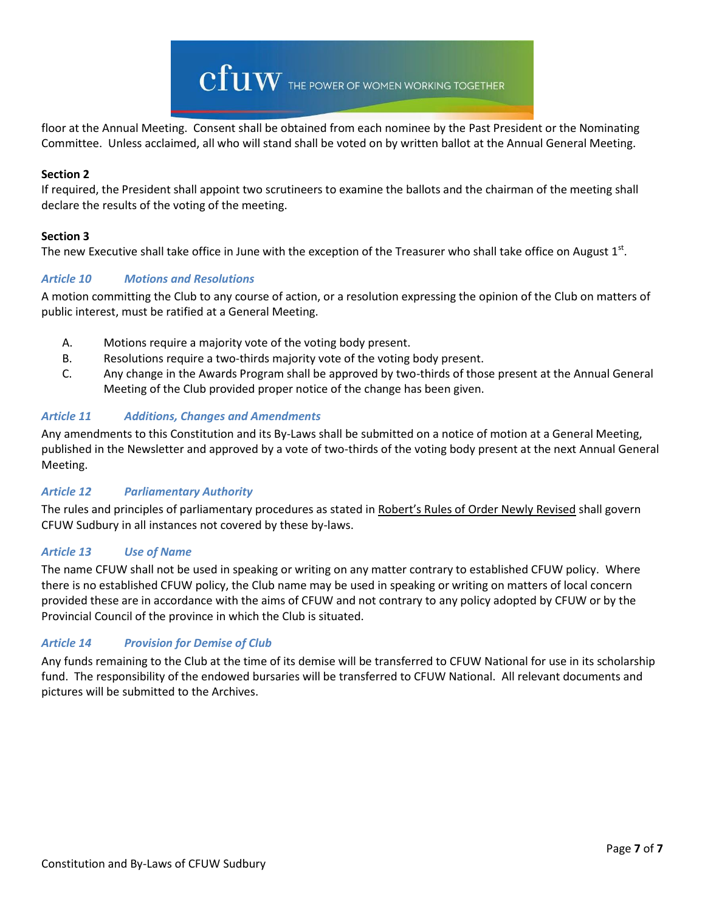floor at the Annual Meeting. Consent shall be obtained from each nominee by the Past President or the Nominating Committee. Unless acclaimed, all who will stand shall be voted on by written ballot at the Annual General Meeting.

**Section 2**

If required, the President shall appoint two scrutineers to examine the ballots and the chairman of the meeting shall declare the results of the voting of the meeting.

**Section 3**

The new Executive shall take office in June with the exception of the Treasurer who shall take office on August 1st.

### *Article 10 Motions and Resolutions*

A motion committing the Club to any course of action, or a resolution expressing the opinion of the Club on matters of public interest, must be ratified at a General Meeting.

A. Motions require a majority vote of the voting body present.
B. Resolutions require a two-thirds majority vote of the voting body present.
C. Any change in the Awards Program shall be approved by two-thirds of those present at the Annual General Meeting of the Club provided proper notice of the change has been given.

### *Article 11 Additions, Changes and Amendments*

Any amendments to this Constitution and its By-Laws shall be submitted on a notice of motion at a General Meeting, published in the Newsletter and approved by a vote of two-thirds of the voting body present at the next Annual General Meeting.

### *Article 12 Parliamentary Authority*

The rules and principles of parliamentary procedures as stated in Robert's Rules of Order Newly Revised shall govern CFUW Sudbury in all instances not covered by these by-laws.

### *Article 13 Use of Name*

The name CFUW shall not be used in speaking or writing on any matter contrary to established CFUW policy. Where there is no established CFUW policy, the Club name may be used in speaking or writing on matters of local concern provided these are in accordance with the aims of CFUW and not contrary to any policy adopted by CFUW or by the Provincial Council of the province in which the Club is situated.

### *Article 14 Provision for Demise of Club*

Any funds remaining to the Club at the time of its demise will be transferred to CFUW National for use in its scholarship fund. The responsibility of the endowed bursaries will be transferred to CFUW National. All relevant documents and pictures will be submitted to the Archives.